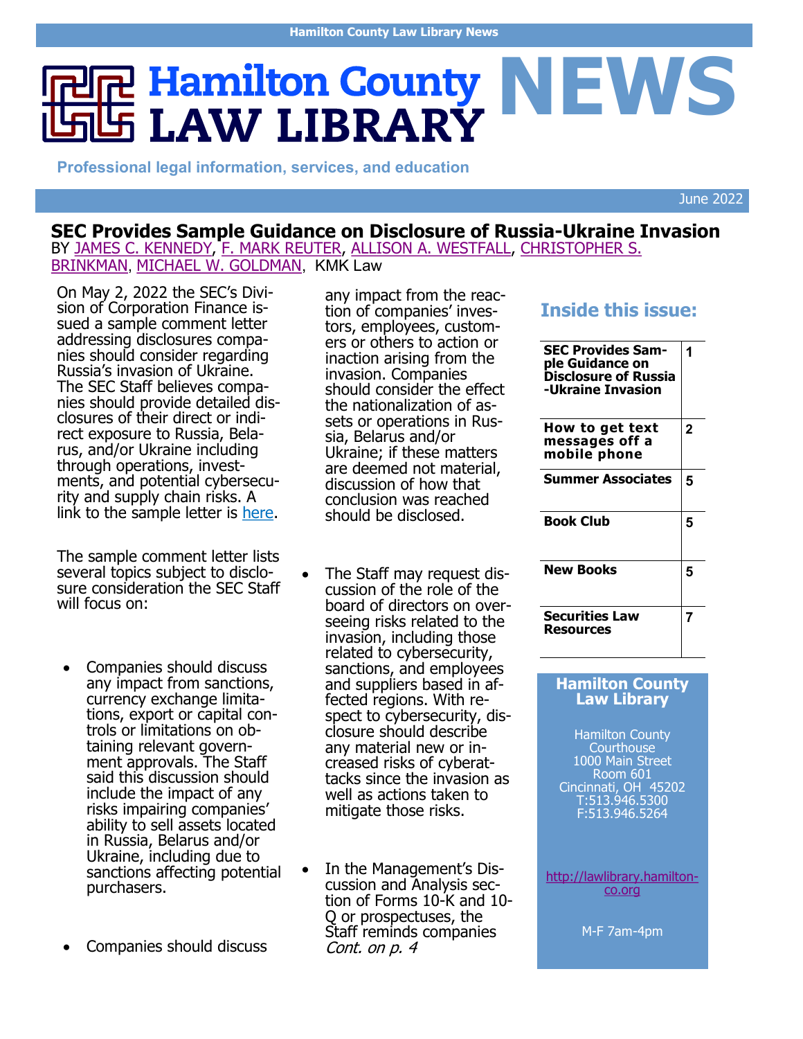# Hamilton County LAW LIBRARY NEWS

**Professional legal information, services, and education**

June 2022

## SEC Provides Sample Guidance on Disclosure of Russia-Ukraine Invasion

BY JAMES C. KENNEDY, F. MARK REUTER, ALLISON A. WESTFALL, CHRISTOPHER S. BRINKMAN, MICHAEL W. GOLDMAN, KMK Law

On May 2, 2022 the SEC's Division of Corporation Finance issued a sample comment letter addressing disclosures companies should consider regarding Russia's invasion of Ukraine. The SEC Staff believes companies should provide detailed disclosures of their direct or indirect exposure to Russia, Belarus, and/or Ukraine including through operations, investments, and potential cybersecurity and supply chain risks. A link to the sample letter is here.

The sample comment letter lists several topics subject to disclosure consideration the SEC Staff will focus on:

- Companies should discuss any impact from sanctions, currency exchange limitations, export or capital controls or limitations on obtaining relevant government approvals. The Staff said this discussion should include the impact of any risks impairing companies' ability to sell assets located in Russia, Belarus and/or Ukraine, including due to sanctions affecting potential purchasers.
- Companies should discuss any impact from the reaction of companies' investors, employees, customers or others to action or inaction arising from the invasion. Companies should consider the effect the nationalization of assets or operations in Russia, Belarus and/or Ukraine; if these matters are deemed not material, discussion of how that conclusion was reached should be disclosed.
- The Staff may request discussion of the role of the board of directors on overseeing risks related to the invasion, including those related to cybersecurity, sanctions, and employees and suppliers based in affected regions. With respect to cybersecurity, disclosure should describe any material new or increased risks of cyberattacks since the invasion as well as actions taken to mitigate those risks.
- In the Management's Discussion and Analysis section of Forms 10-K and 10-Q or prospectuses, the Staff reminds companies *Cont. on p. 4*

### Inside this issue:

| | |
|---|---|
| **SEC Provides Sample Guidance on Disclosure of Russia-Ukraine Invasion** | 1 |
| **How to get text messages off a mobile phone** | 2 |
| **Summer Associates** | 5 |
| **Book Club** | 5 |
| **New Books** | 5 |
| **Securities Law Resources** | 7 |

**Hamilton County Law Library**

Hamilton County Courthouse
1000 Main Street
Room 601
Cincinnati, OH 45202
T:513.946.5300
F:513.946.5264

http://lawlibrary.hamilton-co.org

M-F 7am-4pm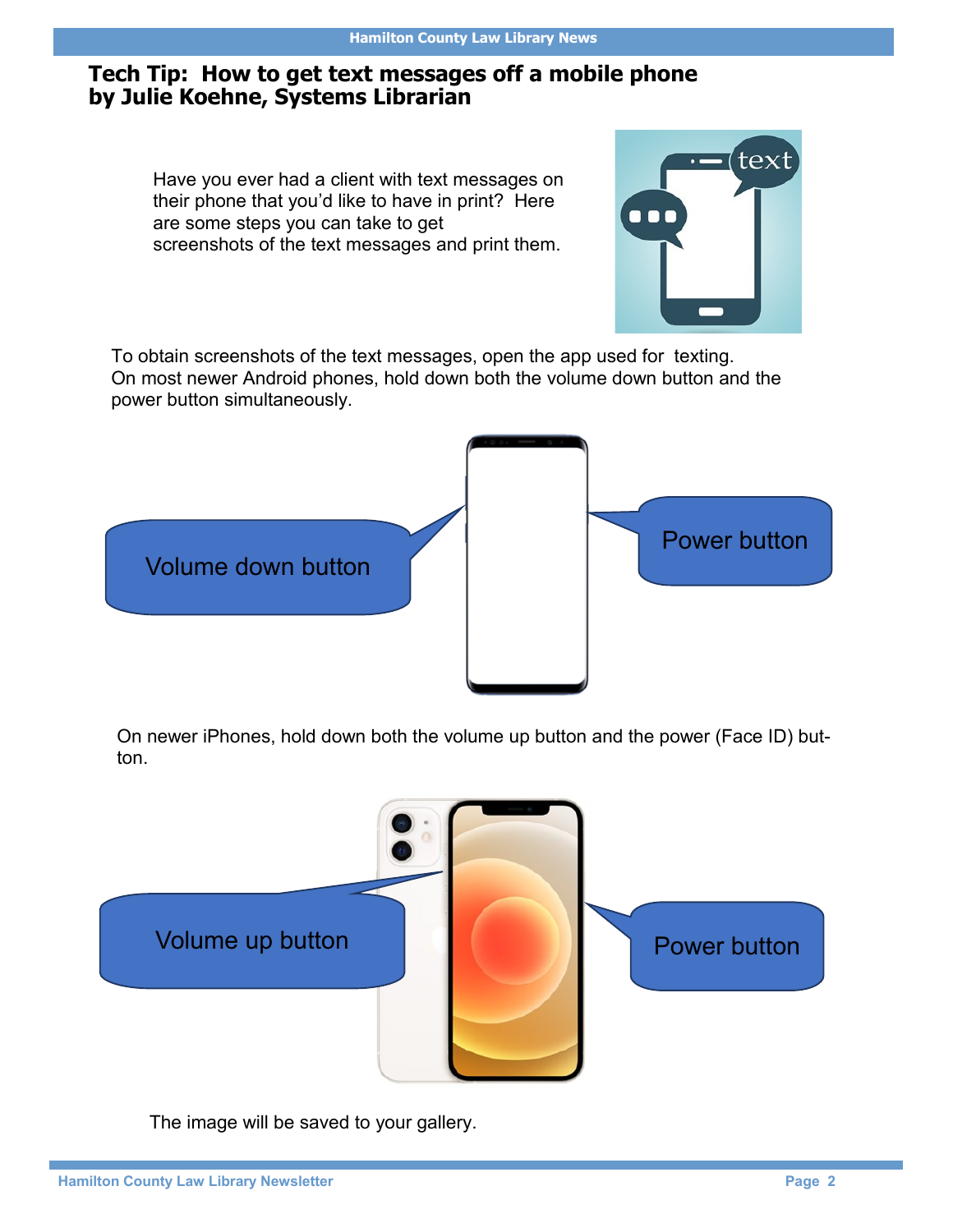# Tech Tip: How to get text messages off a mobile phone
## by Julie Koehne, Systems Librarian

Have you ever had a client with text messages on their phone that you'd like to have in print? Here are some steps you can take to get screenshots of the text messages and print them.

To obtain screenshots of the text messages, open the app used for texting. On most newer Android phones, hold down both the volume down button and the power button simultaneously.

Volume down button

Power button

On newer iPhones, hold down both the volume up button and the power (Face ID) button.

Volume up button

Power button

The image will be saved to your gallery.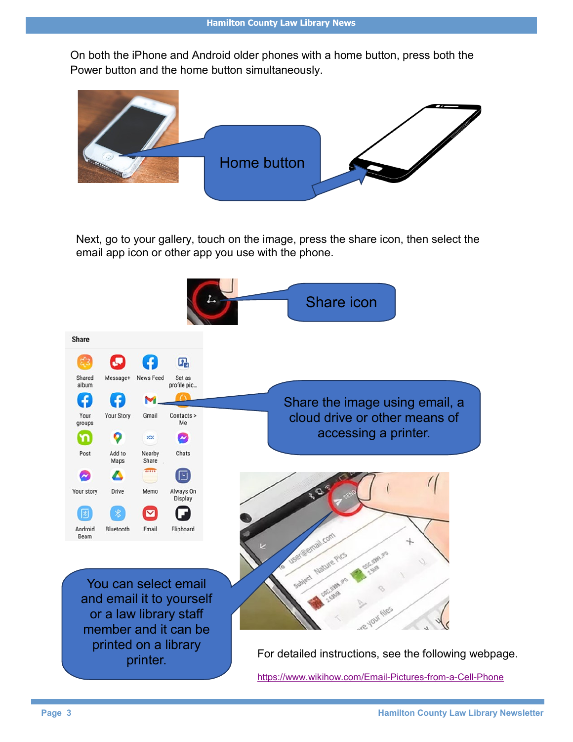On both the iPhone and Android older phones with a home button, press both the Power button and the home button simultaneously.

Home button

Next, go to your gallery, touch on the image, press the share icon, then select the email app icon or other app you use with the phone.

Share icon

Share the image using email, a cloud drive or other means of accessing a printer.

You can select email and email it to yourself or a law library staff member and it can be printed on a library printer.

For detailed instructions, see the following webpage.

https://www.wikihow.com/Email-Pictures-from-a-Cell-Phone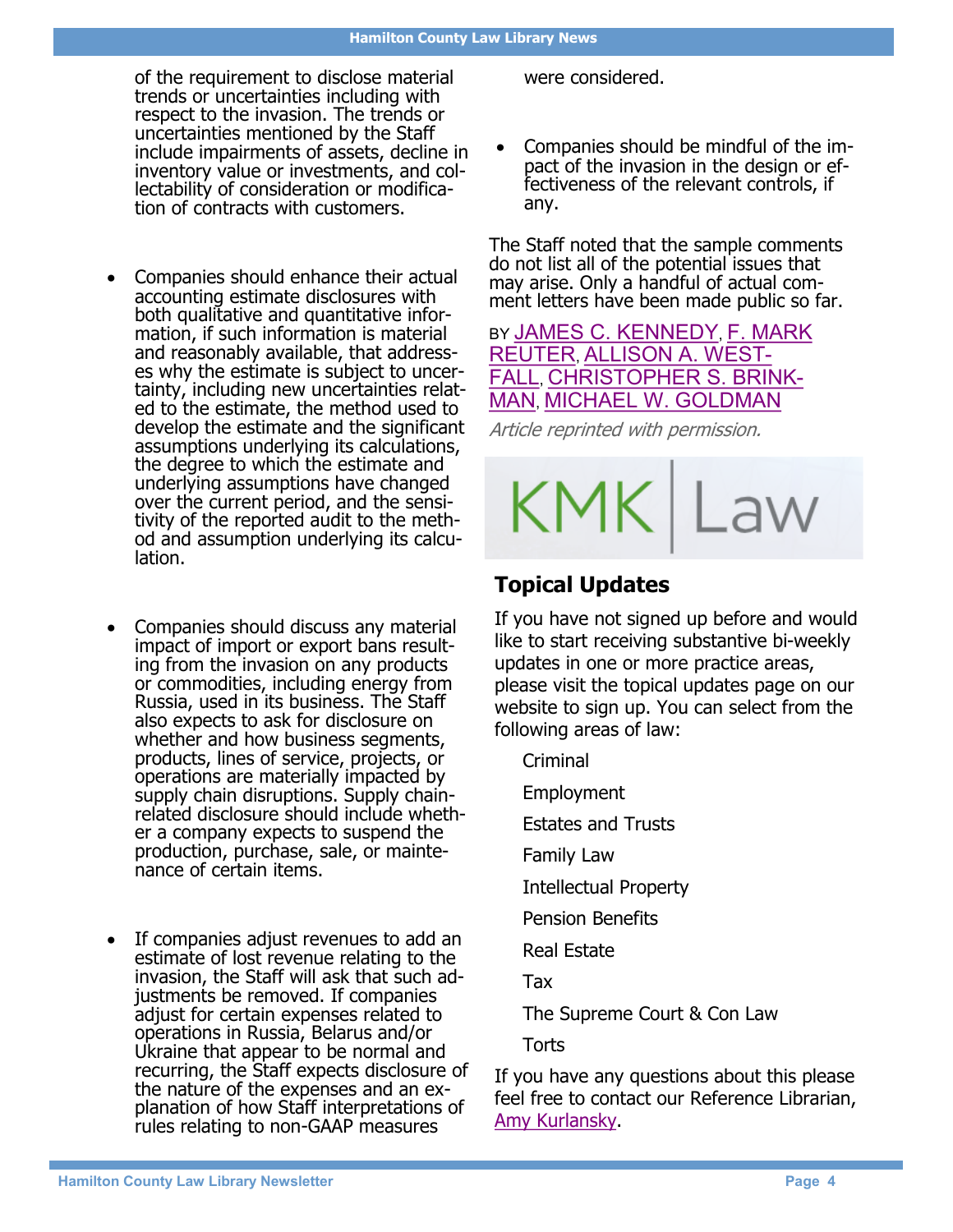of the requirement to disclose material trends or uncertainties including with respect to the invasion. The trends or uncertainties mentioned by the Staff include impairments of assets, decline in inventory value or investments, and collectability of consideration or modification of contracts with customers.

- Companies should enhance their actual accounting estimate disclosures with both qualitative and quantitative information, if such information is material and reasonably available, that addresses why the estimate is subject to uncertainty, including new uncertainties related to the estimate, the method used to develop the estimate and the significant assumptions underlying its calculations, the degree to which the estimate and underlying assumptions have changed over the current period, and the sensitivity of the reported audit to the method and assumption underlying its calculation.

- Companies should discuss any material impact of import or export bans resulting from the invasion on any products or commodities, including energy from Russia, used in its business. The Staff also expects to ask for disclosure on whether and how business segments, products, lines of service, projects, or operations are materially impacted by supply chain disruptions. Supply chain-related disclosure should include whether a company expects to suspend the production, purchase, sale, or maintenance of certain items.

- If companies adjust revenues to add an estimate of lost revenue relating to the invasion, the Staff will ask that such adjustments be removed. If companies adjust for certain expenses related to operations in Russia, Belarus and/or Ukraine that appear to be normal and recurring, the Staff expects disclosure of the nature of the expenses and an explanation of how Staff interpretations of rules relating to non-GAAP measures were considered.

- Companies should be mindful of the impact of the invasion in the design or effectiveness of the relevant controls, if any.

The Staff noted that the sample comments do not list all of the potential issues that may arise. Only a handful of actual comment letters have been made public so far.

BY JAMES C. KENNEDY, F. MARK REUTER, ALLISON A. WESTFALL, CHRISTOPHER S. BRINKMAN, MICHAEL W. GOLDMAN

*Article reprinted with permission.*

KMK | Law

## Topical Updates

If you have not signed up before and would like to start receiving substantive bi-weekly updates in one or more practice areas, please visit the topical updates page on our website to sign up. You can select from the following areas of law:

Criminal

Employment

Estates and Trusts

Family Law

Intellectual Property

Pension Benefits

Real Estate

Tax

The Supreme Court & Con Law

Torts

If you have any questions about this please feel free to contact our Reference Librarian, Amy Kurlansky.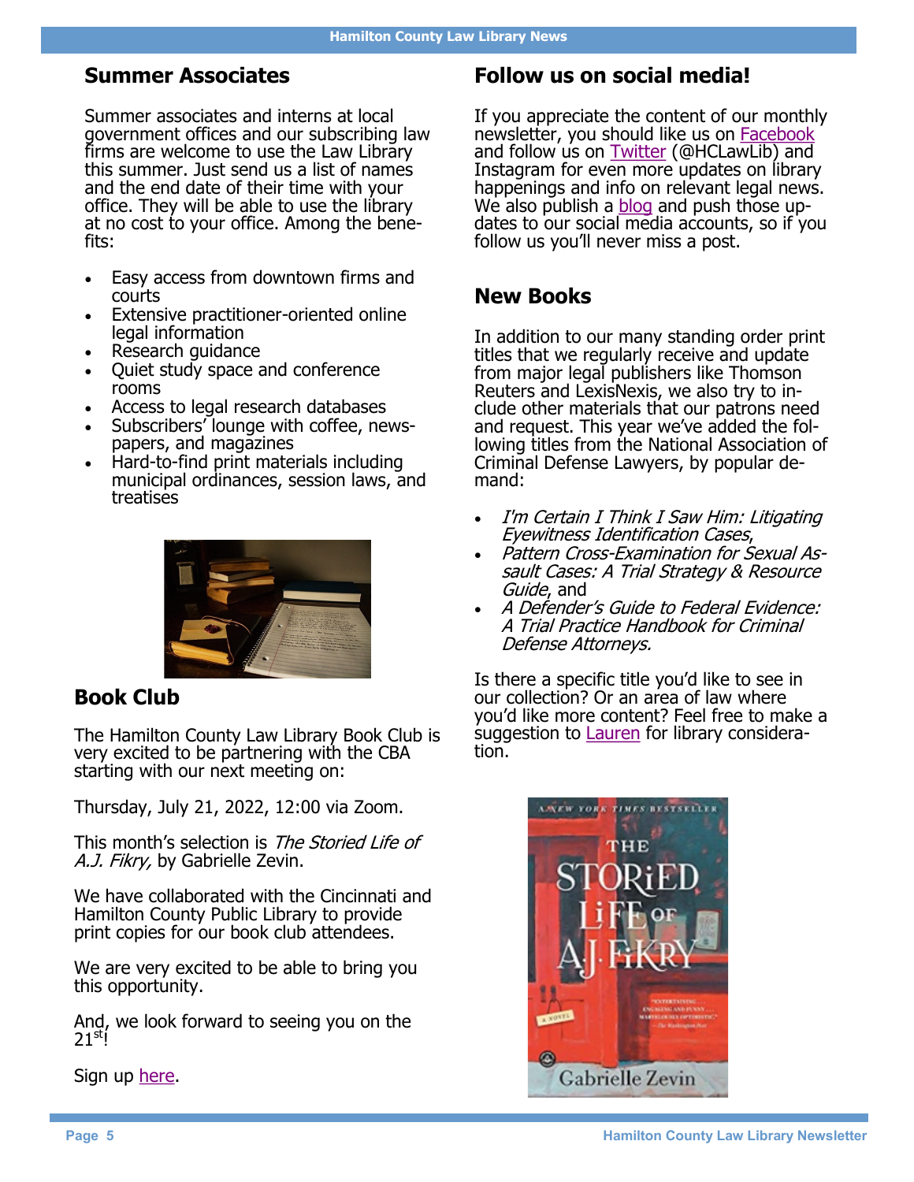## Summer Associates

Summer associates and interns at local government offices and our subscribing law firms are welcome to use the Law Library this summer. Just send us a list of names and the end date of their time with your office. They will be able to use the library at no cost to your office. Among the benefits:

- Easy access from downtown firms and courts
- Extensive practitioner-oriented online legal information
- Research guidance
- Quiet study space and conference rooms
- Access to legal research databases
- Subscribers' lounge with coffee, newspapers, and magazines
- Hard-to-find print materials including municipal ordinances, session laws, and treatises

## Book Club

The Hamilton County Law Library Book Club is very excited to be partnering with the CBA starting with our next meeting on:

Thursday, July 21, 2022, 12:00 via Zoom.

This month's selection is *The Storied Life of A.J. Fikry,* by Gabrielle Zevin.

We have collaborated with the Cincinnati and Hamilton County Public Library to provide print copies for our book club attendees.

We are very excited to be able to bring you this opportunity.

And, we look forward to seeing you on the 21st!

Sign up here.

## Follow us on social media!

If you appreciate the content of our monthly newsletter, you should like us on Facebook and follow us on Twitter (@HCLawLib) and Instagram for even more updates on library happenings and info on relevant legal news. We also publish a blog and push those updates to our social media accounts, so if you follow us you'll never miss a post.

## New Books

In addition to our many standing order print titles that we regularly receive and update from major legal publishers like Thomson Reuters and LexisNexis, we also try to include other materials that our patrons need and request. This year we've added the following titles from the National Association of Criminal Defense Lawyers, by popular demand:

- *I'm Certain I Think I Saw Him: Litigating Eyewitness Identification Cases*,
- *Pattern Cross-Examination for Sexual Assault Cases: A Trial Strategy & Resource Guide*, and
- *A Defender's Guide to Federal Evidence: A Trial Practice Handbook for Criminal Defense Attorneys.*

Is there a specific title you'd like to see in our collection? Or an area of law where you'd like more content? Feel free to make a suggestion to Lauren for library consideration.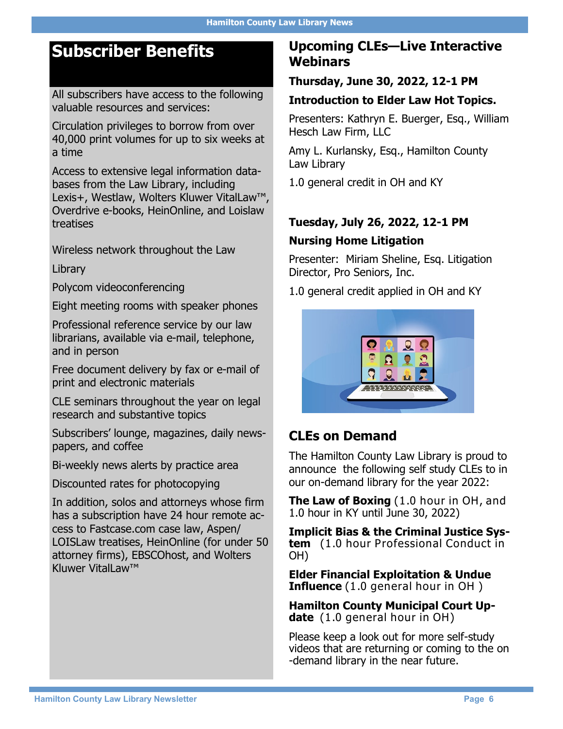## Subscriber Benefits

All subscribers have access to the following valuable resources and services:

Circulation privileges to borrow from over 40,000 print volumes for up to six weeks at a time

Access to extensive legal information databases from the Law Library, including Lexis+, Westlaw, Wolters Kluwer VitalLaw™, Overdrive e-books, HeinOnline, and Loislaw treatises

Wireless network throughout the Law Library

Polycom videoconferencing

Eight meeting rooms with speaker phones

Professional reference service by our law librarians, available via e-mail, telephone, and in person

Free document delivery by fax or e-mail of print and electronic materials

CLE seminars throughout the year on legal research and substantive topics

Subscribers' lounge, magazines, daily newspapers, and coffee

Bi-weekly news alerts by practice area

Discounted rates for photocopying

In addition, solos and attorneys whose firm has a subscription have 24 hour remote access to Fastcase.com case law, Aspen/LOISLaw treatises, HeinOnline (for under 50 attorney firms), EBSCOhost, and Wolters Kluwer VitalLaw™

## Upcoming CLEs—Live Interactive Webinars

**Thursday, June 30, 2022, 12-1 PM**

**Introduction to Elder Law Hot Topics.**

Presenters: Kathryn E. Buerger, Esq., William Hesch Law Firm, LLC

Amy L. Kurlansky, Esq., Hamilton County Law Library

1.0 general credit in OH and KY

**Tuesday, July 26, 2022, 12-1 PM**

**Nursing Home Litigation**

Presenter: Miriam Sheline, Esq. Litigation Director, Pro Seniors, Inc.

1.0 general credit applied in OH and KY

## CLEs on Demand

The Hamilton County Law Library is proud to announce the following self study CLEs to in our on-demand library for the year 2022:

**The Law of Boxing** (1.0 hour in OH, and 1.0 hour in KY until June 30, 2022)

**Implicit Bias & the Criminal Justice System** (1.0 hour Professional Conduct in OH)

**Elder Financial Exploitation & Undue Influence** (1.0 general hour in OH )

**Hamilton County Municipal Court Update** (1.0 general hour in OH)

Please keep a look out for more self-study videos that are returning or coming to the on-demand library in the near future.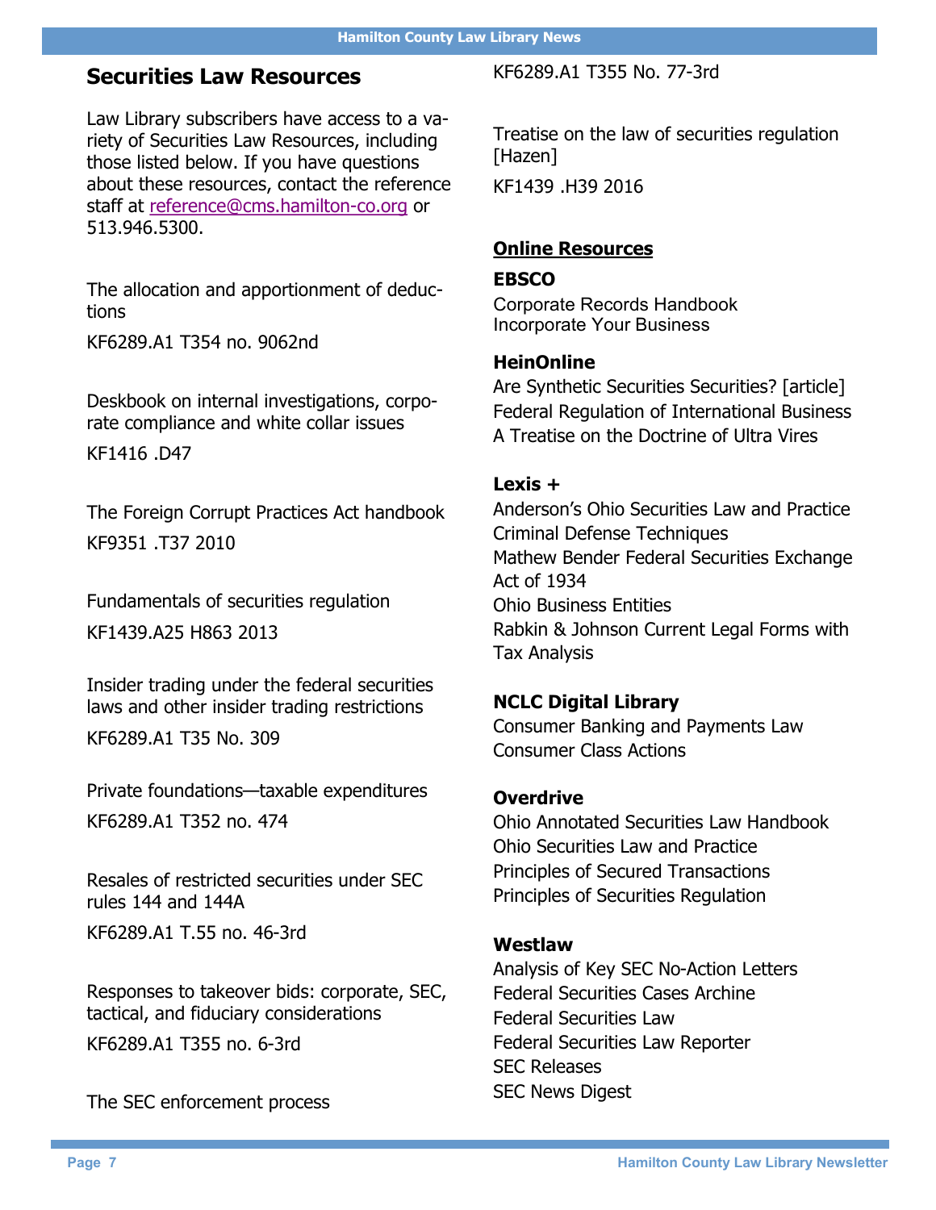## Securities Law Resources

Law Library subscribers have access to a variety of Securities Law Resources, including those listed below. If you have questions about these resources, contact the reference staff at reference@cms.hamilton-co.org or 513.946.5300.

The allocation and apportionment of deductions

KF6289.A1 T354 no. 9062nd

Deskbook on internal investigations, corporate compliance and white collar issues

KF1416 .D47

The Foreign Corrupt Practices Act handbook

KF9351 .T37 2010

Fundamentals of securities regulation

KF1439.A25 H863 2013

Insider trading under the federal securities laws and other insider trading restrictions

KF6289.A1 T35 No. 309

Private foundations—taxable expenditures

KF6289.A1 T352 no. 474

Resales of restricted securities under SEC rules 144 and 144A

KF6289.A1 T.55 no. 46-3rd

Responses to takeover bids: corporate, SEC, tactical, and fiduciary considerations

KF6289.A1 T355 no. 6-3rd

The SEC enforcement process

KF6289.A1 T355 No. 77-3rd

Treatise on the law of securities regulation [Hazen]

KF1439 .H39 2016

### Online Resources

**EBSCO**

Corporate Records Handbook
Incorporate Your Business

**HeinOnline**

Are Synthetic Securities Securities? [article]
Federal Regulation of International Business
A Treatise on the Doctrine of Ultra Vires

**Lexis +**

Anderson's Ohio Securities Law and Practice
Criminal Defense Techniques
Mathew Bender Federal Securities Exchange Act of 1934
Ohio Business Entities
Rabkin & Johnson Current Legal Forms with Tax Analysis

**NCLC Digital Library**

Consumer Banking and Payments Law
Consumer Class Actions

**Overdrive**

Ohio Annotated Securities Law Handbook
Ohio Securities Law and Practice
Principles of Secured Transactions
Principles of Securities Regulation

**Westlaw**

Analysis of Key SEC No-Action Letters
Federal Securities Cases Archine
Federal Securities Law
Federal Securities Law Reporter
SEC Releases
SEC News Digest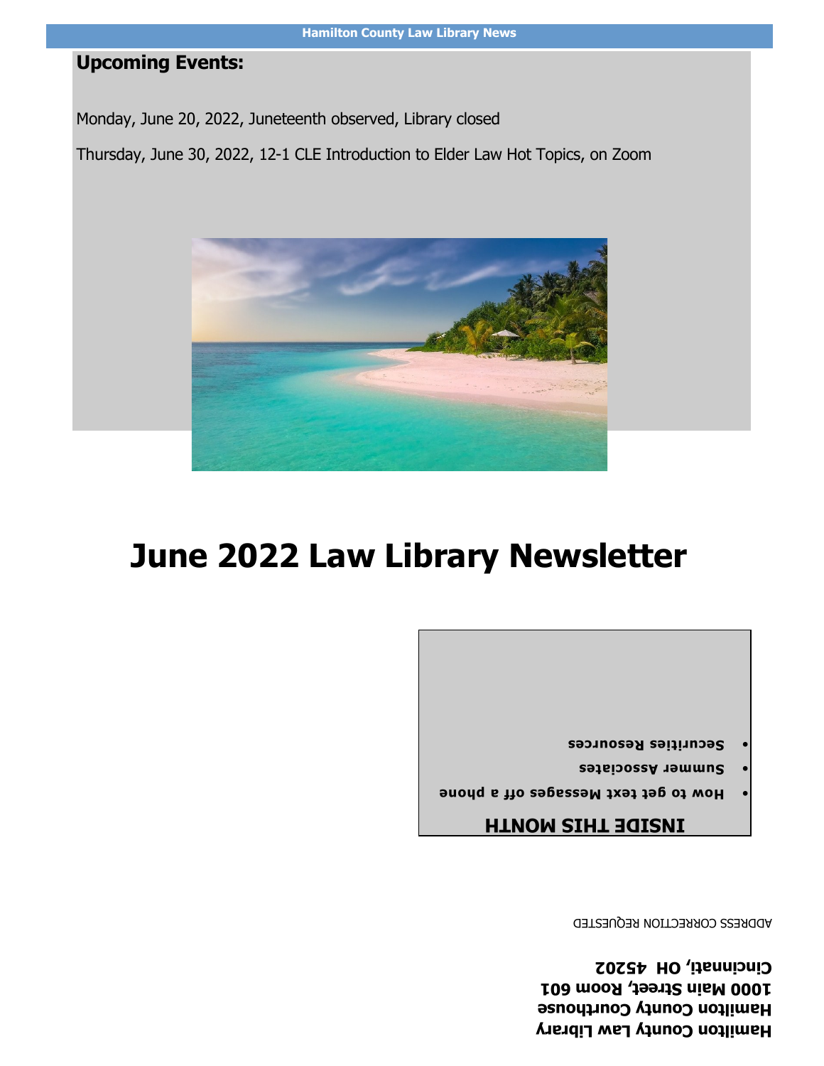## Upcoming Events:

Monday, June 20, 2022, Juneteenth observed, Library closed

Thursday, June 30, 2022, 12-1 CLE Introduction to Elder Law Hot Topics, on Zoom

# June 2022 Law Library Newsletter

**INSIDE THIS MONTH**

- **How to get text Messages off a phone**
- **Summer Associates**
- **Securities Resources**

ADDRESS CORRECTION REQUESTED

**Hamilton County Law Library**
**Hamilton County Courthouse**
**1000 Main Street, Room 601**
**Cincinnati, OH 45202**